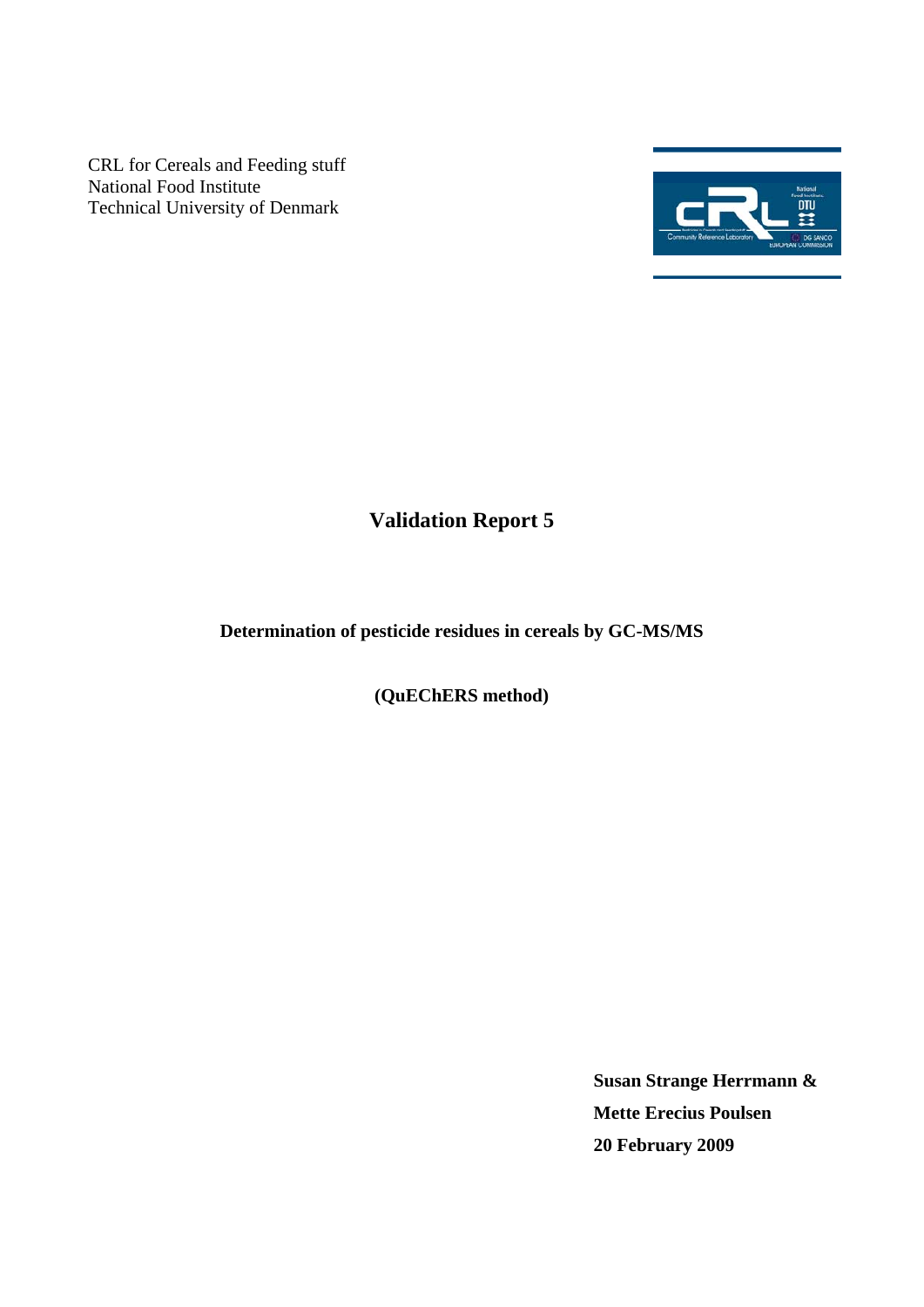CRL for Cereals and Feeding stuff
National Food Institute
Technical University of Denmark

# Validation Report 5

**Determination of pesticide residues in cereals by GC-MS/MS**

**(QuEChERS method)**

**Susan Strange Herrmann &**
**Mette Erecius Poulsen**
**20 February 2009**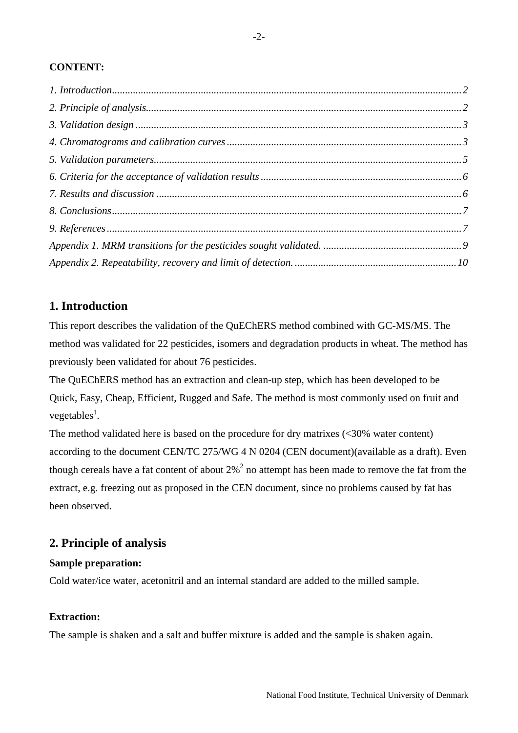**CONTENT:**

*1. Introduction*.....................................................................2
*2. Principle of analysis*.....................................................................2
*3. Validation design*.....................................................................3
*4. Chromatograms and calibration curves*.....................................................................3
*5. Validation parameters*.....................................................................5
*6. Criteria for the acceptance of validation results*.....................................................................6
*7. Results and discussion*.....................................................................6
*8. Conclusions*.....................................................................7
*9. References*.....................................................................7
*Appendix 1. MRM transitions for the pesticides sought validated.*.....................................................................9
*Appendix 2. Repeatability, recovery and limit of detection.*.....................................................................10

## 1. Introduction

This report describes the validation of the QuEChERS method combined with GC-MS/MS. The method was validated for 22 pesticides, isomers and degradation products in wheat. The method has previously been validated for about 76 pesticides.

The QuEChERS method has an extraction and clean-up step, which has been developed to be Quick, Easy, Cheap, Efficient, Rugged and Safe. The method is most commonly used on fruit and vegetables[1].

The method validated here is based on the procedure for dry matrixes (<30% water content) according to the document CEN/TC 275/WG 4 N 0204 (CEN document)(available as a draft). Even though cereals have a fat content of about 2%[2] no attempt has been made to remove the fat from the extract, e.g. freezing out as proposed in the CEN document, since no problems caused by fat has been observed.

## 2. Principle of analysis

**Sample preparation:**

Cold water/ice water, acetonitril and an internal standard are added to the milled sample.

**Extraction:**

The sample is shaken and a salt and buffer mixture is added and the sample is shaken again.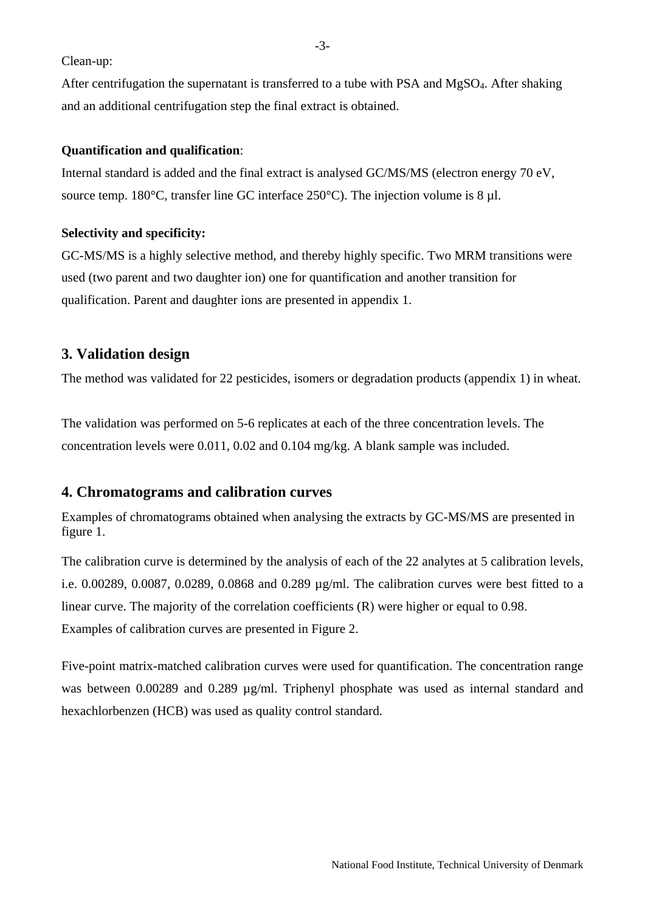Clean-up:

After centrifugation the supernatant is transferred to a tube with PSA and $MgSO_4$. After shaking and an additional centrifugation step the final extract is obtained.

**Quantification and qualification**:

Internal standard is added and the final extract is analysed GC/MS/MS (electron energy 70 eV, source temp. 180°C, transfer line GC interface 250°C). The injection volume is 8 µl.

**Selectivity and specificity:**

GC-MS/MS is a highly selective method, and thereby highly specific. Two MRM transitions were used (two parent and two daughter ion) one for quantification and another transition for qualification. Parent and daughter ions are presented in appendix 1.

## 3. Validation design

The method was validated for 22 pesticides, isomers or degradation products (appendix 1) in wheat.

The validation was performed on 5-6 replicates at each of the three concentration levels. The concentration levels were 0.011, 0.02 and 0.104 mg/kg. A blank sample was included.

## 4. Chromatograms and calibration curves

Examples of chromatograms obtained when analysing the extracts by GC-MS/MS are presented in figure 1.

The calibration curve is determined by the analysis of each of the 22 analytes at 5 calibration levels, i.e. 0.00289, 0.0087, 0.0289, 0.0868 and 0.289 µg/ml. The calibration curves were best fitted to a linear curve. The majority of the correlation coefficients (R) were higher or equal to 0.98. Examples of calibration curves are presented in Figure 2.

Five-point matrix-matched calibration curves were used for quantification. The concentration range was between 0.00289 and 0.289 µg/ml. Triphenyl phosphate was used as internal standard and hexachlorbenzen (HCB) was used as quality control standard.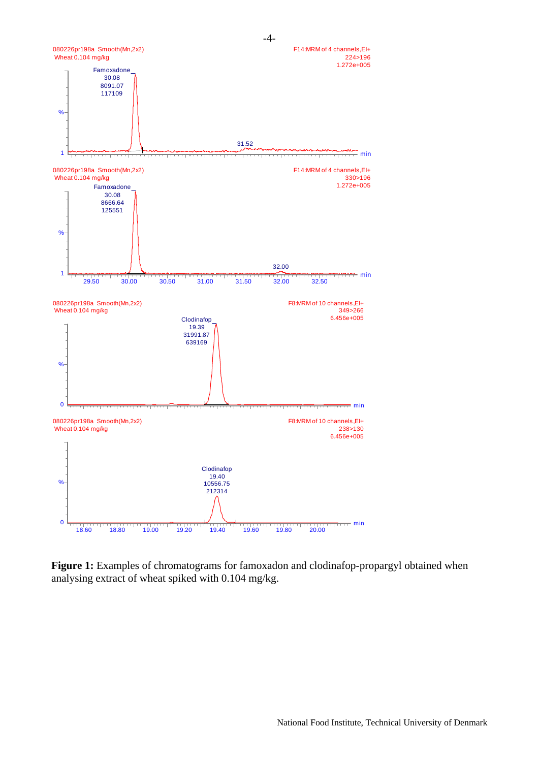**Figure 1:** Examples of chromatograms for famoxadon and clodinafop-propargyl obtained when analysing extract of wheat spiked with 0.104 mg/kg.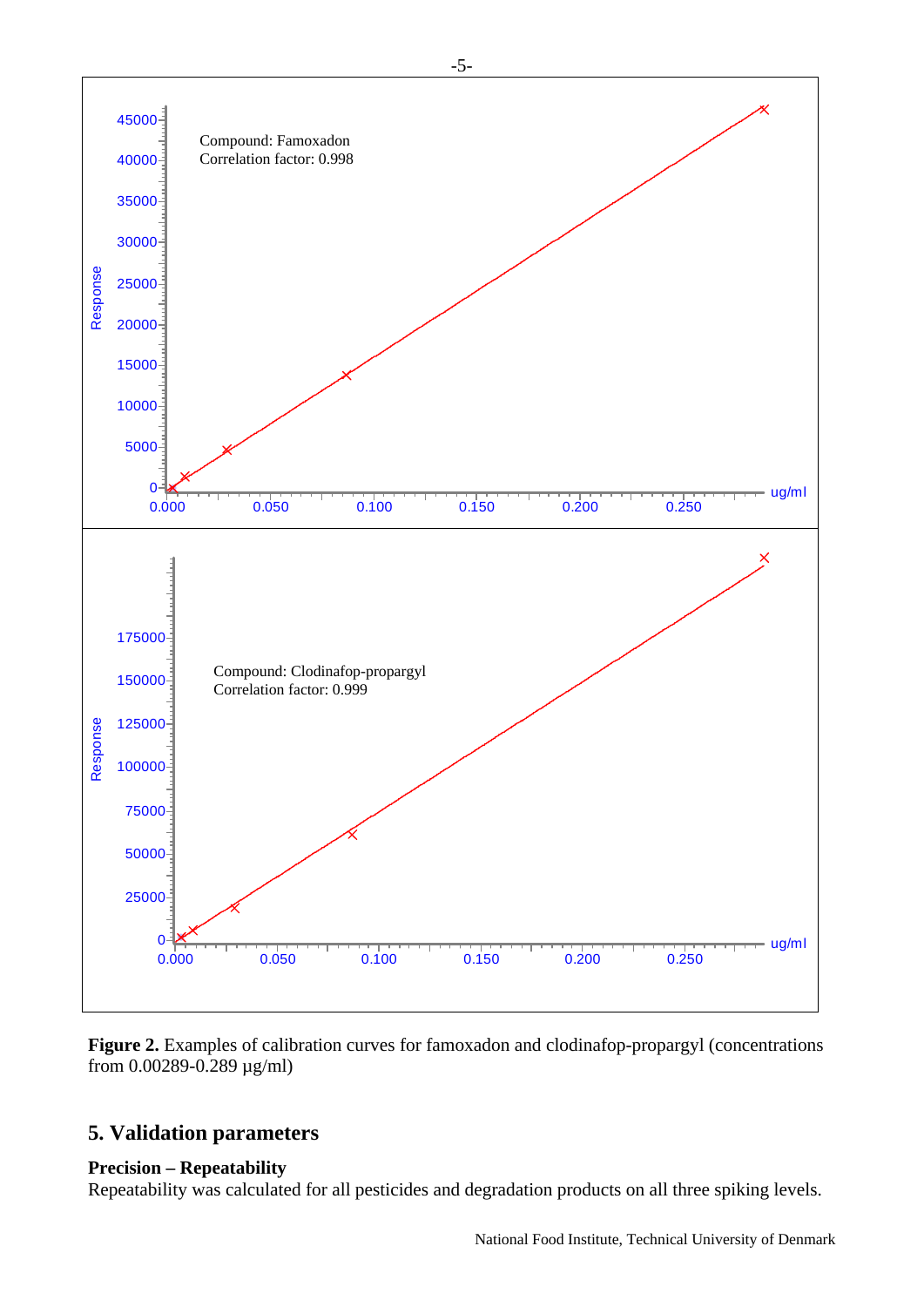**Figure 2.** Examples of calibration curves for famoxadon and clodinafop-propargyl (concentrations from 0.00289-0.289 µg/ml)

## 5. Validation parameters

**Precision – Repeatability**

Repeatability was calculated for all pesticides and degradation products on all three spiking levels.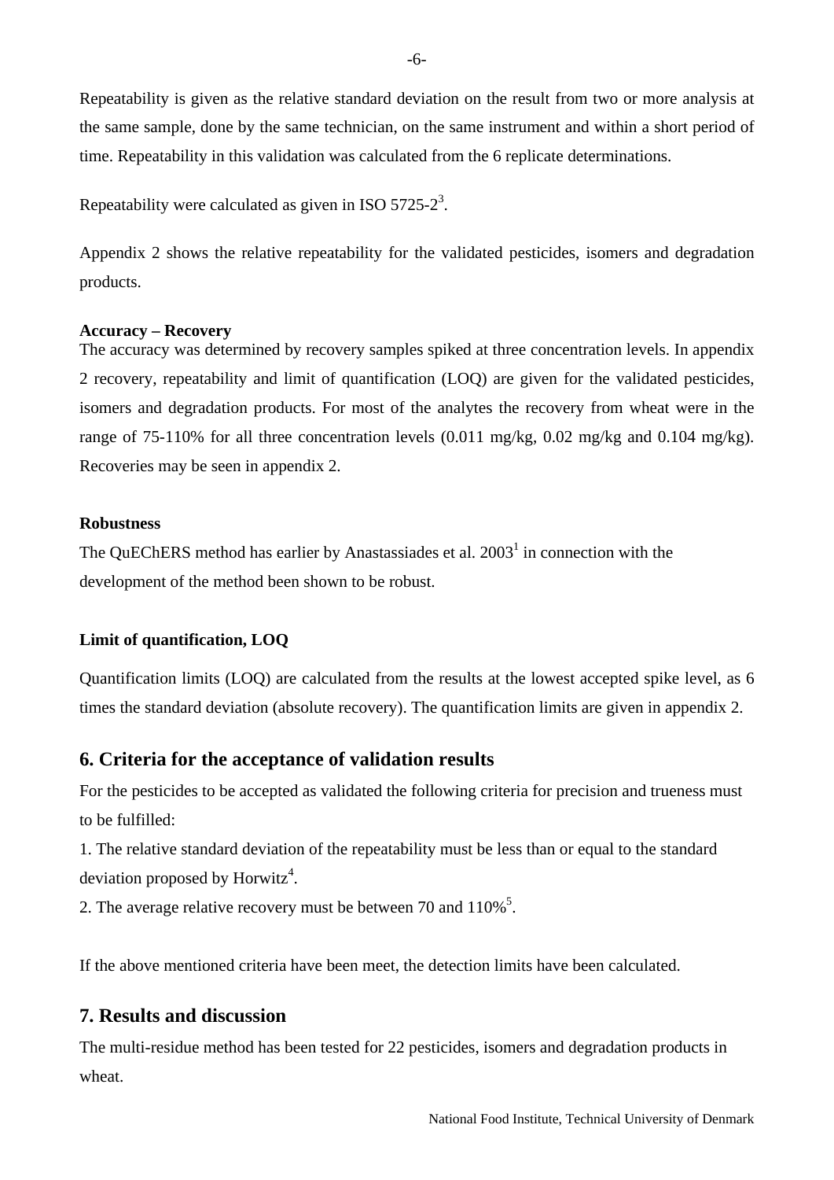Repeatability is given as the relative standard deviation on the result from two or more analysis at the same sample, done by the same technician, on the same instrument and within a short period of time. Repeatability in this validation was calculated from the 6 replicate determinations.

Repeatability were calculated as given in ISO 5725-2[3].

Appendix 2 shows the relative repeatability for the validated pesticides, isomers and degradation products.

**Accuracy – Recovery**
The accuracy was determined by recovery samples spiked at three concentration levels. In appendix 2 recovery, repeatability and limit of quantification (LOQ) are given for the validated pesticides, isomers and degradation products. For most of the analytes the recovery from wheat were in the range of 75-110% for all three concentration levels (0.011 mg/kg, 0.02 mg/kg and 0.104 mg/kg). Recoveries may be seen in appendix 2.

**Robustness**
The QuEChERS method has earlier by Anastassiades et al. 2003[1] in connection with the development of the method been shown to be robust.

**Limit of quantification, LOQ**

Quantification limits (LOQ) are calculated from the results at the lowest accepted spike level, as 6 times the standard deviation (absolute recovery). The quantification limits are given in appendix 2.

## 6. Criteria for the acceptance of validation results

For the pesticides to be accepted as validated the following criteria for precision and trueness must to be fulfilled:

1. The relative standard deviation of the repeatability must be less than or equal to the standard deviation proposed by Horwitz[4].
2. The average relative recovery must be between 70 and 110%[5].

If the above mentioned criteria have been meet, the detection limits have been calculated.

## 7. Results and discussion

The multi-residue method has been tested for 22 pesticides, isomers and degradation products in wheat.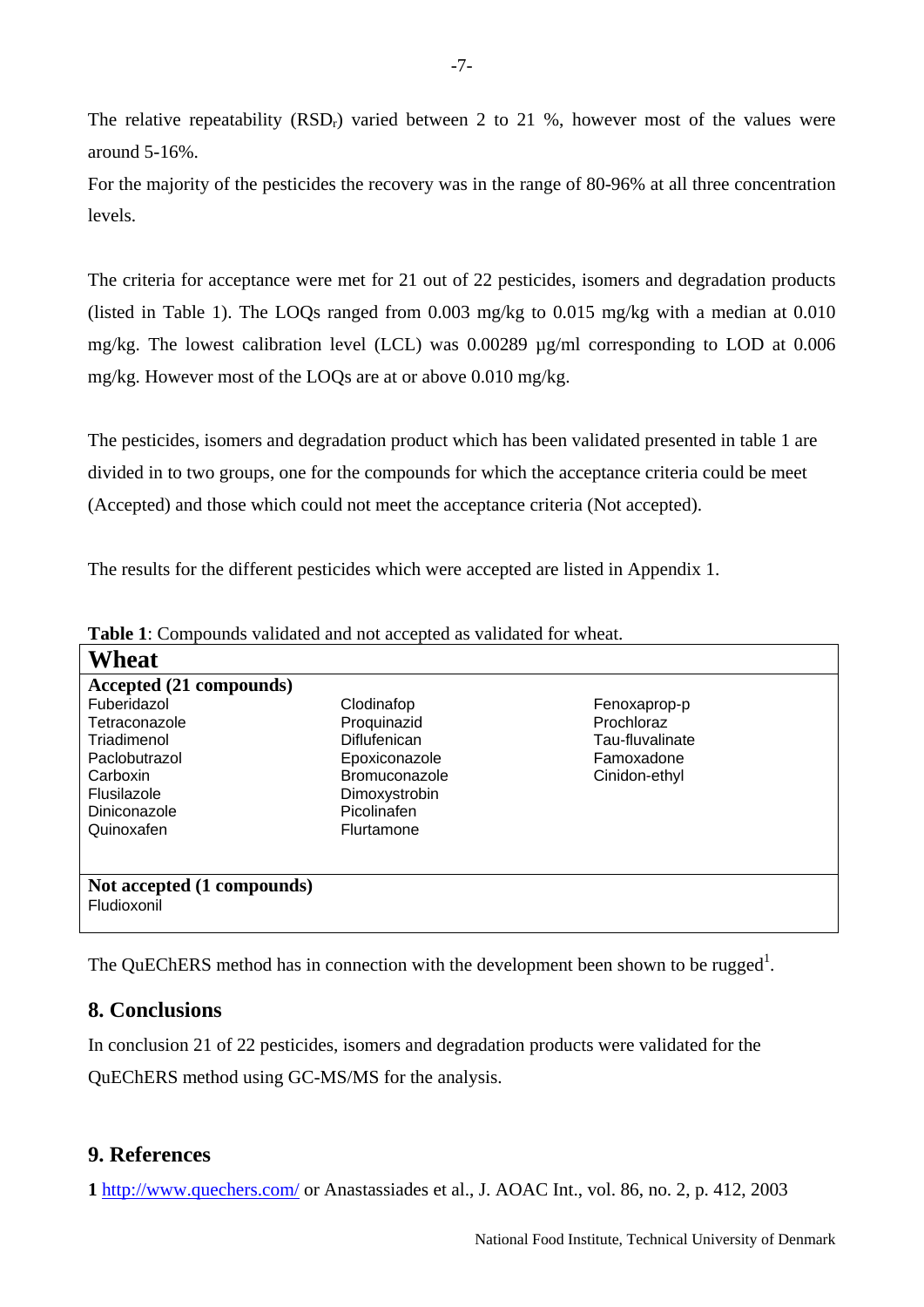The relative repeatability ($RSD_r$) varied between 2 to 21 %, however most of the values were around 5-16%.

For the majority of the pesticides the recovery was in the range of 80-96% at all three concentration levels.

The criteria for acceptance were met for 21 out of 22 pesticides, isomers and degradation products (listed in Table 1). The LOQs ranged from 0.003 mg/kg to 0.015 mg/kg with a median at 0.010 mg/kg. The lowest calibration level (LCL) was 0.00289 µg/ml corresponding to LOD at 0.006 mg/kg. However most of the LOQs are at or above 0.010 mg/kg.

The pesticides, isomers and degradation product which has been validated presented in table 1 are divided in to two groups, one for the compounds for which the acceptance criteria could be meet (Accepted) and those which could not meet the acceptance criteria (Not accepted).

The results for the different pesticides which were accepted are listed in Appendix 1.

**Table 1**: Compounds validated and not accepted as validated for wheat.

| **Wheat** | | |
|---|---|---|
| **Accepted (21 compounds)** | | |
| Fuberidazol | Clodinafop | Fenoxaprop-p |
| Tetraconazole | Proquinazid | Prochloraz |
| Triadimenol | Diflufenican | Tau-fluvalinate |
| Paclobutrazol | Epoxiconazole | Famoxadone |
| Carboxin | Bromuconazole | Cinidon-ethyl |
| Flusilazole | Dimoxystrobin | |
| Diniconazole | Picolinafen | |
| Quinoxafen | Flurtamone | |
| **Not accepted (1 compounds)** | | |
| Fludioxonil | | |

The QuEChERS method has in connection with the development been shown to be rugged[1].

## 8. Conclusions

In conclusion 21 of 22 pesticides, isomers and degradation products were validated for the QuEChERS method using GC-MS/MS for the analysis.

## 9. References

**1** http://www.quechers.com/ or Anastassiades et al., J. AOAC Int., vol. 86, no. 2, p. 412, 2003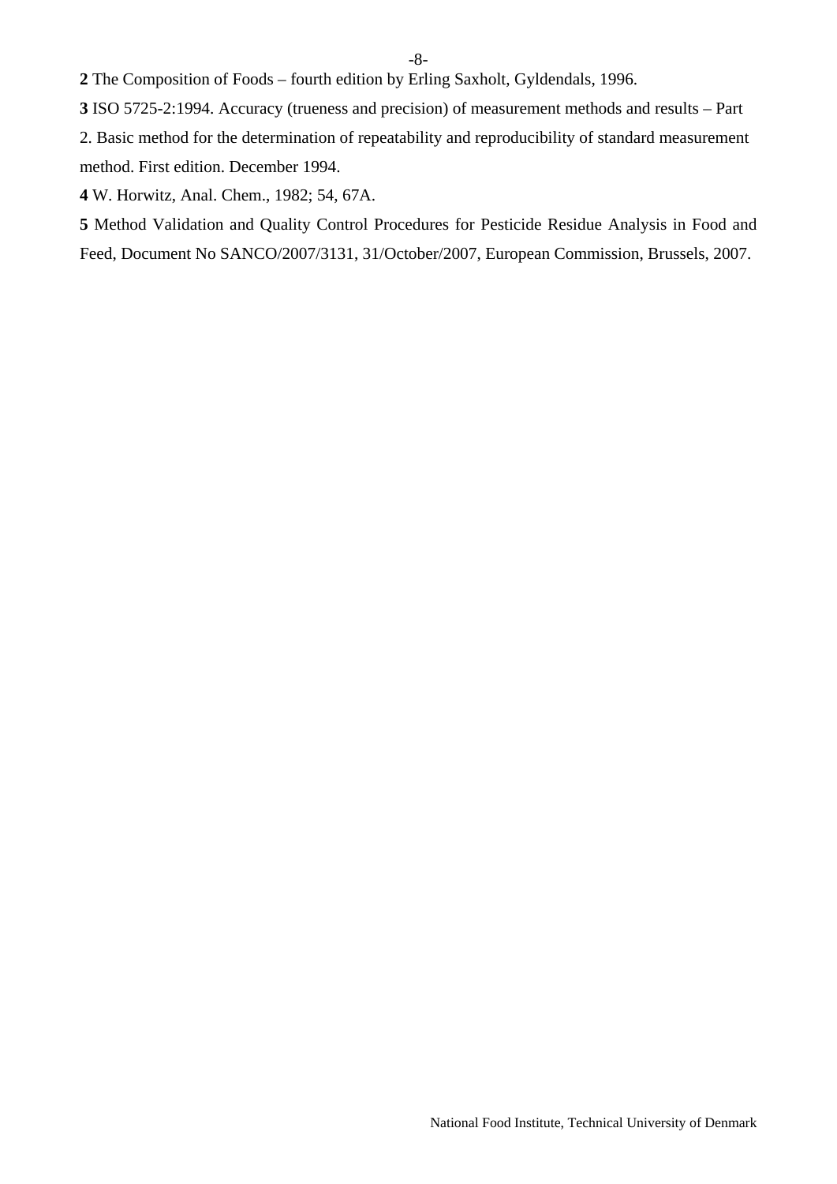**2** The Composition of Foods – fourth edition by Erling Saxholt, Gyldendals, 1996.

**3** ISO 5725-2:1994. Accuracy (trueness and precision) of measurement methods and results – Part 2. Basic method for the determination of repeatability and reproducibility of standard measurement method. First edition. December 1994.

**4** W. Horwitz, Anal. Chem., 1982; 54, 67A.

**5** Method Validation and Quality Control Procedures for Pesticide Residue Analysis in Food and Feed, Document No SANCO/2007/3131, 31/October/2007, European Commission, Brussels, 2007.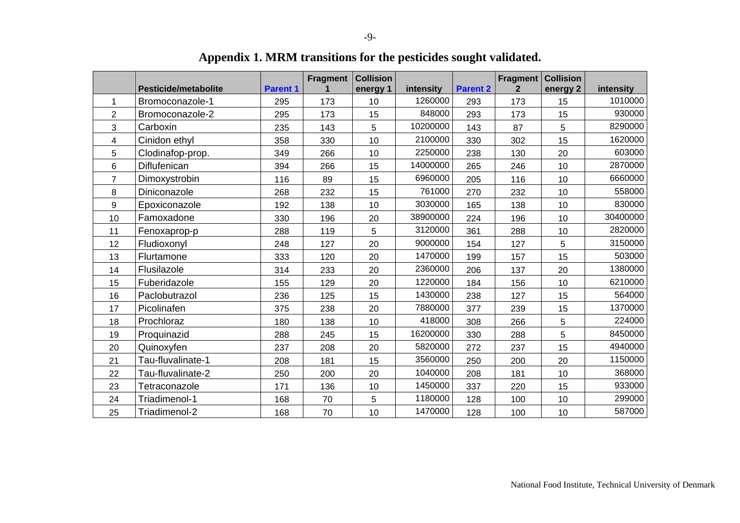# Appendix 1. MRM transitions for the pesticides sought validated.

| | Pesticide/metabolite | Parent 1 | Fragment 1 | Collision energy 1 | intensity | Parent 2 | Fragment 2 | Collision energy 2 | intensity |
|---|---|---|---|---|---|---|---|---|---|
| 1 | Bromoconazole-1 | 295 | 173 | 10 | 1260000 | 293 | 173 | 15 | 1010000 |
| 2 | Bromoconazole-2 | 295 | 173 | 15 | 848000 | 293 | 173 | 15 | 930000 |
| 3 | Carboxin | 235 | 143 | 5 | 10200000 | 143 | 87 | 5 | 8290000 |
| 4 | Cinidon ethyl | 358 | 330 | 10 | 2100000 | 330 | 302 | 15 | 1620000 |
| 5 | Clodinafop-prop. | 349 | 266 | 10 | 2250000 | 238 | 130 | 20 | 603000 |
| 6 | Diflufenican | 394 | 266 | 15 | 14000000 | 265 | 246 | 10 | 2870000 |
| 7 | Dimoxystrobin | 116 | 89 | 15 | 6960000 | 205 | 116 | 10 | 6660000 |
| 8 | Diniconazole | 268 | 232 | 15 | 761000 | 270 | 232 | 10 | 558000 |
| 9 | Epoxiconazole | 192 | 138 | 10 | 3030000 | 165 | 138 | 10 | 830000 |
| 10 | Famoxadone | 330 | 196 | 20 | 38900000 | 224 | 196 | 10 | 30400000 |
| 11 | Fenoxaprop-p | 288 | 119 | 5 | 3120000 | 361 | 288 | 10 | 2820000 |
| 12 | Fludioxonyl | 248 | 127 | 20 | 9000000 | 154 | 127 | 5 | 3150000 |
| 13 | Flurtamone | 333 | 120 | 20 | 1470000 | 199 | 157 | 15 | 503000 |
| 14 | Flusilazole | 314 | 233 | 20 | 2360000 | 206 | 137 | 20 | 1380000 |
| 15 | Fuberidazole | 155 | 129 | 20 | 1220000 | 184 | 156 | 10 | 6210000 |
| 16 | Paclobutrazol | 236 | 125 | 15 | 1430000 | 238 | 127 | 15 | 564000 |
| 17 | Picolinafen | 375 | 238 | 20 | 7880000 | 377 | 239 | 15 | 1370000 |
| 18 | Prochloraz | 180 | 138 | 10 | 418000 | 308 | 266 | 5 | 224000 |
| 19 | Proquinazid | 288 | 245 | 15 | 16200000 | 330 | 288 | 5 | 8450000 |
| 20 | Quinoxyfen | 237 | 208 | 20 | 5820000 | 272 | 237 | 15 | 4940000 |
| 21 | Tau-fluvalinate-1 | 208 | 181 | 15 | 3560000 | 250 | 200 | 20 | 1150000 |
| 22 | Tau-fluvalinate-2 | 250 | 200 | 20 | 1040000 | 208 | 181 | 10 | 368000 |
| 23 | Tetraconazole | 171 | 136 | 10 | 1450000 | 337 | 220 | 15 | 933000 |
| 24 | Triadimenol-1 | 168 | 70 | 5 | 1180000 | 128 | 100 | 10 | 299000 |
| 25 | Triadimenol-2 | 168 | 70 | 10 | 1470000 | 128 | 100 | 10 | 587000 |

National Food Institute, Technical University of Denmark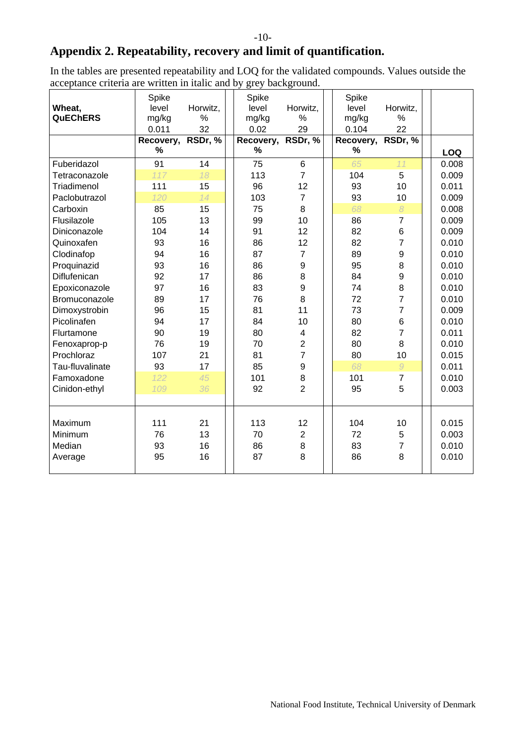## Appendix 2. Repeatability, recovery and limit of quantification.

In the tables are presented repeatability and LOQ for the validated compounds. Values outside the acceptance criteria are written in italic and by grey background.

| Wheat, QuEChERS | Spike level mg/kg 0.011 | Horwitz, % 32 | Spike level mg/kg 0.02 | Horwitz, % 29 | Spike level mg/kg 0.104 | Horwitz, % 22 | |
|---|---|---|---|---|---|---|---|
| | **Recovery, %** | **RSDr, %** | **Recovery, %** | **RSDr, %** | **Recovery, %** | **RSDr, %** | **LOQ** |
| Fuberidazol | 91 | 14 | 75 | 6 | *65* | *11* | 0.008 |
| Tetraconazole | *117* | *18* | 113 | 7 | 104 | 5 | 0.009 |
| Triadimenol | 111 | 15 | 96 | 12 | 93 | 10 | 0.011 |
| Paclobutrazol | *120* | *14* | 103 | 7 | 93 | 10 | 0.009 |
| Carboxin | 85 | 15 | 75 | 8 | *68* | *8* | 0.008 |
| Flusilazole | 105 | 13 | 99 | 10 | 86 | 7 | 0.009 |
| Diniconazole | 104 | 14 | 91 | 12 | 82 | 6 | 0.009 |
| Quinoxafen | 93 | 16 | 86 | 12 | 82 | 7 | 0.010 |
| Clodinafop | 94 | 16 | 87 | 7 | 89 | 9 | 0.010 |
| Proquinazid | 93 | 16 | 86 | 9 | 95 | 8 | 0.010 |
| Diflufenican | 92 | 17 | 86 | 8 | 84 | 9 | 0.010 |
| Epoxiconazole | 97 | 16 | 83 | 9 | 74 | 8 | 0.010 |
| Bromuconazole | 89 | 17 | 76 | 8 | 72 | 7 | 0.010 |
| Dimoxystrobin | 96 | 15 | 81 | 11 | 73 | 7 | 0.009 |
| Picolinafen | 94 | 17 | 84 | 10 | 80 | 6 | 0.010 |
| Flurtamone | 90 | 19 | 80 | 4 | 82 | 7 | 0.011 |
| Fenoxaprop-p | 76 | 19 | 70 | 2 | 80 | 8 | 0.010 |
| Prochloraz | 107 | 21 | 81 | 7 | 80 | 10 | 0.015 |
| Tau-fluvalinate | 93 | 17 | 85 | 9 | *68* | *9* | 0.011 |
| Famoxadone | *122* | *45* | 101 | 8 | 101 | 7 | 0.010 |
| Cinidon-ethyl | *109* | *36* | 92 | 2 | 95 | 5 | 0.003 |
| | | | | | | | |
| Maximum | 111 | 21 | 113 | 12 | 104 | 10 | 0.015 |
| Minimum | 76 | 13 | 70 | 2 | 72 | 5 | 0.003 |
| Median | 93 | 16 | 86 | 8 | 83 | 7 | 0.010 |
| Average | 95 | 16 | 87 | 8 | 86 | 8 | 0.010 |

National Food Institute, Technical University of Denmark